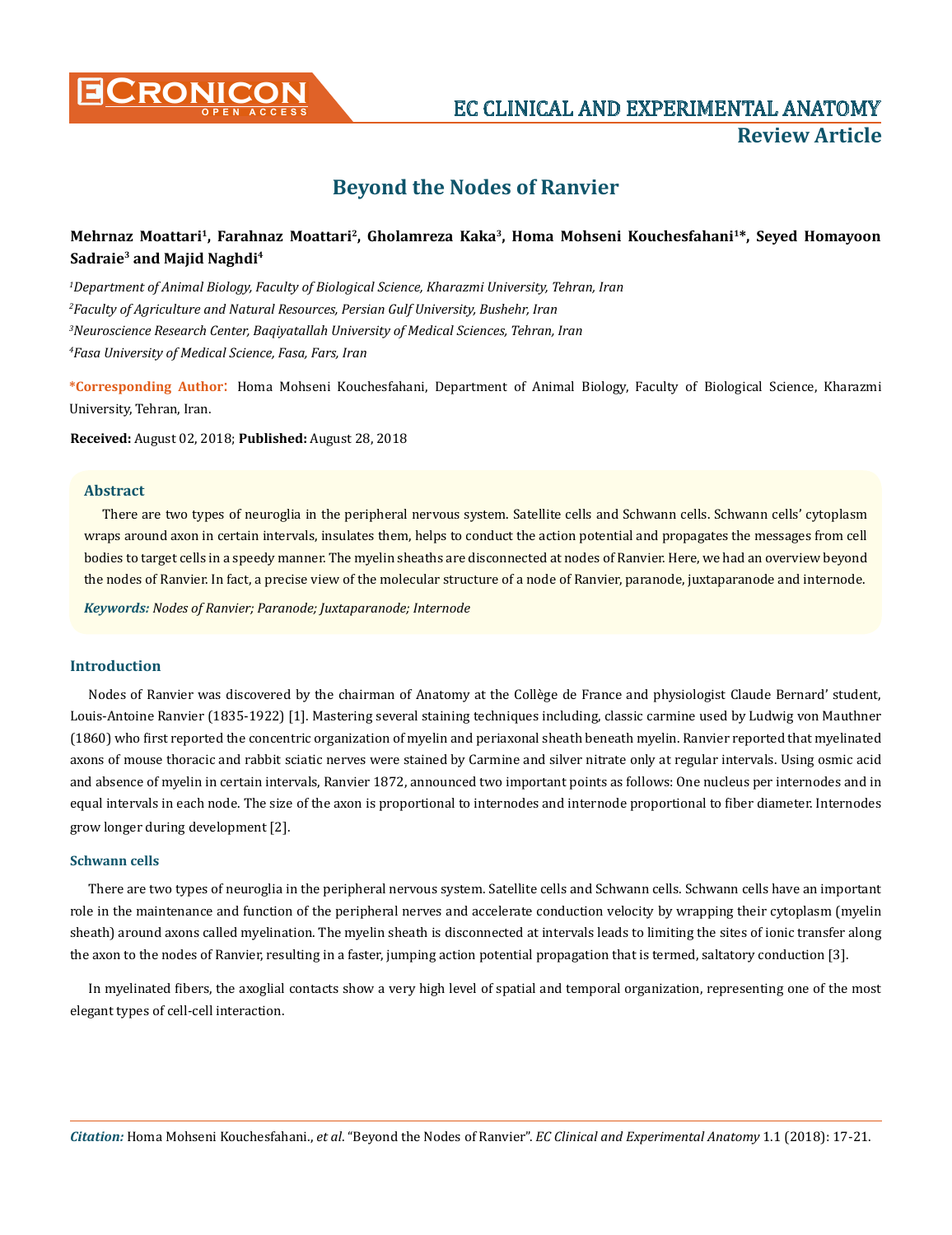EC CLINICAL AND EXPERIMENTAL ANATOMY

**Review Article**

# Beyond the Nodes of Ranvier

**Mehrnaz Moattari[1], Farahnaz Moattari[2], Gholamreza Kaka[3], Homa Mohseni Kouchesfahani[1]*, Seyed Homayoon Sadraie[3] and Majid Naghdi[4]**

*[1]Department of Animal Biology, Faculty of Biological Science, Kharazmi University, Tehran, Iran*

*[2]Faculty of Agriculture and Natural Resources, Persian Gulf University, Bushehr, Iran*

*[3]Neuroscience Research Center, Baqiyatallah University of Medical Sciences, Tehran, Iran*

*[4]Fasa University of Medical Science, Fasa, Fars, Iran*

**\*Corresponding Author:** Homa Mohseni Kouchesfahani, Department of Animal Biology, Faculty of Biological Science, Kharazmi University, Tehran, Iran.

**Received:** August 02, 2018; **Published:** August 28, 2018

## Abstract

There are two types of neuroglia in the peripheral nervous system. Satellite cells and Schwann cells. Schwann cells' cytoplasm wraps around axon in certain intervals, insulates them, helps to conduct the action potential and propagates the messages from cell bodies to target cells in a speedy manner. The myelin sheaths are disconnected at nodes of Ranvier. Here, we had an overview beyond the nodes of Ranvier. In fact, a precise view of the molecular structure of a node of Ranvier, paranode, juxtaparanode and internode.

***Keywords:*** *Nodes of Ranvier; Paranode; Juxtaparanode; Internode*

## Introduction

Nodes of Ranvier was discovered by the chairman of Anatomy at the Collège de France and physiologist Claude Bernard' student, Louis-Antoine Ranvier (1835-1922) [1]. Mastering several staining techniques including, classic carmine used by Ludwig von Mauthner (1860) who first reported the concentric organization of myelin and periaxonal sheath beneath myelin. Ranvier reported that myelinated axons of mouse thoracic and rabbit sciatic nerves were stained by Carmine and silver nitrate only at regular intervals. Using osmic acid and absence of myelin in certain intervals, Ranvier 1872, announced two important points as follows: One nucleus per internodes and in equal intervals in each node. The size of the axon is proportional to internodes and internode proportional to fiber diameter. Internodes grow longer during development [2].

### Schwann cells

There are two types of neuroglia in the peripheral nervous system. Satellite cells and Schwann cells. Schwann cells have an important role in the maintenance and function of the peripheral nerves and accelerate conduction velocity by wrapping their cytoplasm (myelin sheath) around axons called myelination. The myelin sheath is disconnected at intervals leads to limiting the sites of ionic transfer along the axon to the nodes of Ranvier, resulting in a faster, jumping action potential propagation that is termed, saltatory conduction [3].

In myelinated fibers, the axoglial contacts show a very high level of spatial and temporal organization, representing one of the most elegant types of cell-cell interaction.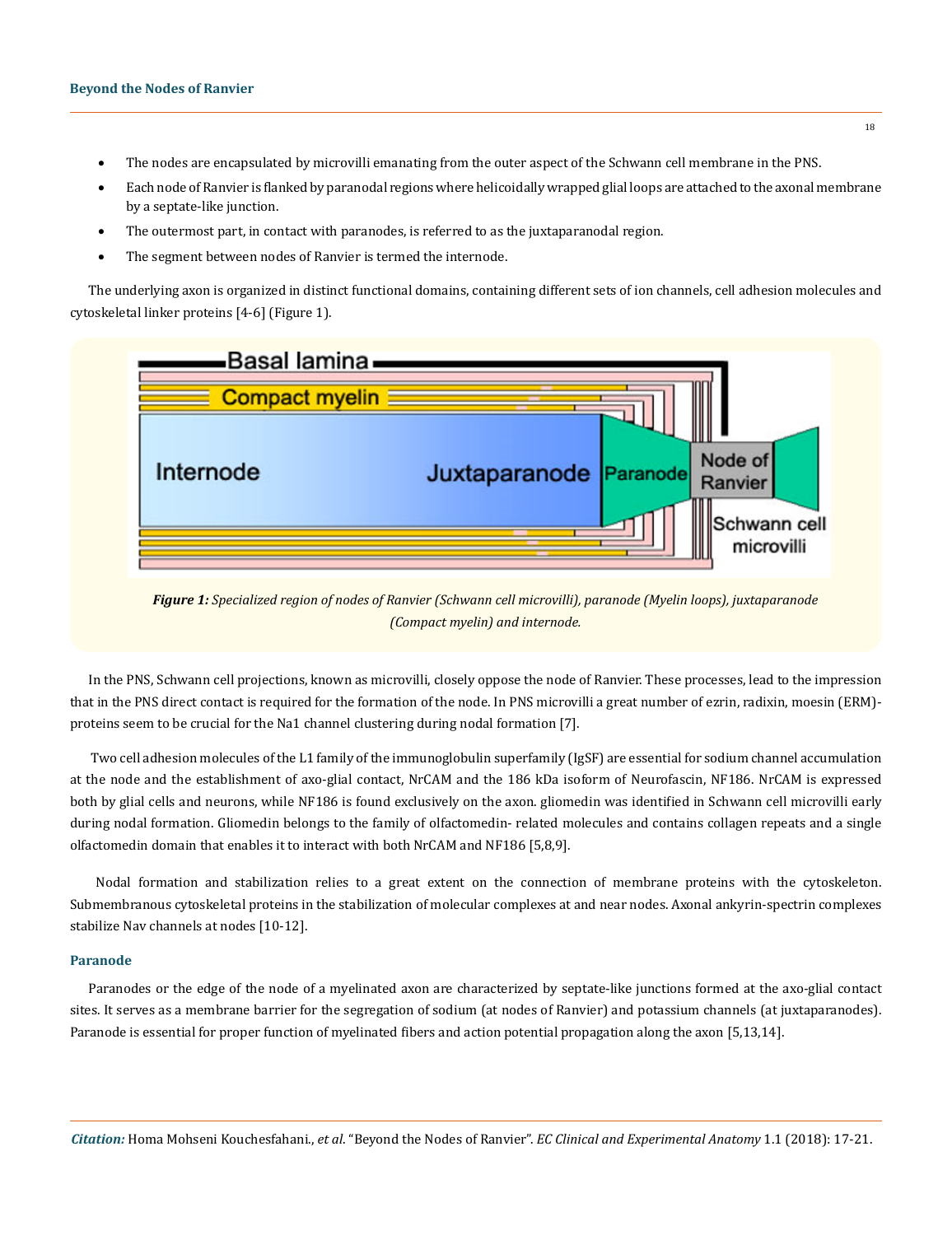- The nodes are encapsulated by microvilli emanating from the outer aspect of the Schwann cell membrane in the PNS.
- Each node of Ranvier is flanked by paranodal regions where helicoidally wrapped glial loops are attached to the axonal membrane by a septate-like junction.
- The outermost part, in contact with paranodes, is referred to as the juxtaparanodal region.
- The segment between nodes of Ranvier is termed the internode.

The underlying axon is organized in distinct functional domains, containing different sets of ion channels, cell adhesion molecules and cytoskeletal linker proteins [4-6] (Figure 1).

***Figure 1:*** *Specialized region of nodes of Ranvier (Schwann cell microvilli), paranode (Myelin loops), juxtaparanode (Compact myelin) and internode.*

In the PNS, Schwann cell projections, known as microvilli, closely oppose the node of Ranvier. These processes, lead to the impression that in the PNS direct contact is required for the formation of the node. In PNS microvilli a great number of ezrin, radixin, moesin (ERM)-proteins seem to be crucial for the Na1 channel clustering during nodal formation [7].

Two cell adhesion molecules of the L1 family of the immunoglobulin superfamily (IgSF) are essential for sodium channel accumulation at the node and the establishment of axo-glial contact, NrCAM and the 186 kDa isoform of Neurofascin, NF186. NrCAM is expressed both by glial cells and neurons, while NF186 is found exclusively on the axon. gliomedin was identified in Schwann cell microvilli early during nodal formation. Gliomedin belongs to the family of olfactomedin- related molecules and contains collagen repeats and a single olfactomedin domain that enables it to interact with both NrCAM and NF186 [5,8,9].

Nodal formation and stabilization relies to a great extent on the connection of membrane proteins with the cytoskeleton. Submembranous cytoskeletal proteins in the stabilization of molecular complexes at and near nodes. Axonal ankyrin-spectrin complexes stabilize Nav channels at nodes [10-12].

### Paranode

Paranodes or the edge of the node of a myelinated axon are characterized by septate-like junctions formed at the axo-glial contact sites. It serves as a membrane barrier for the segregation of sodium (at nodes of Ranvier) and potassium channels (at juxtaparanodes). Paranode is essential for proper function of myelinated fibers and action potential propagation along the axon [5,13,14].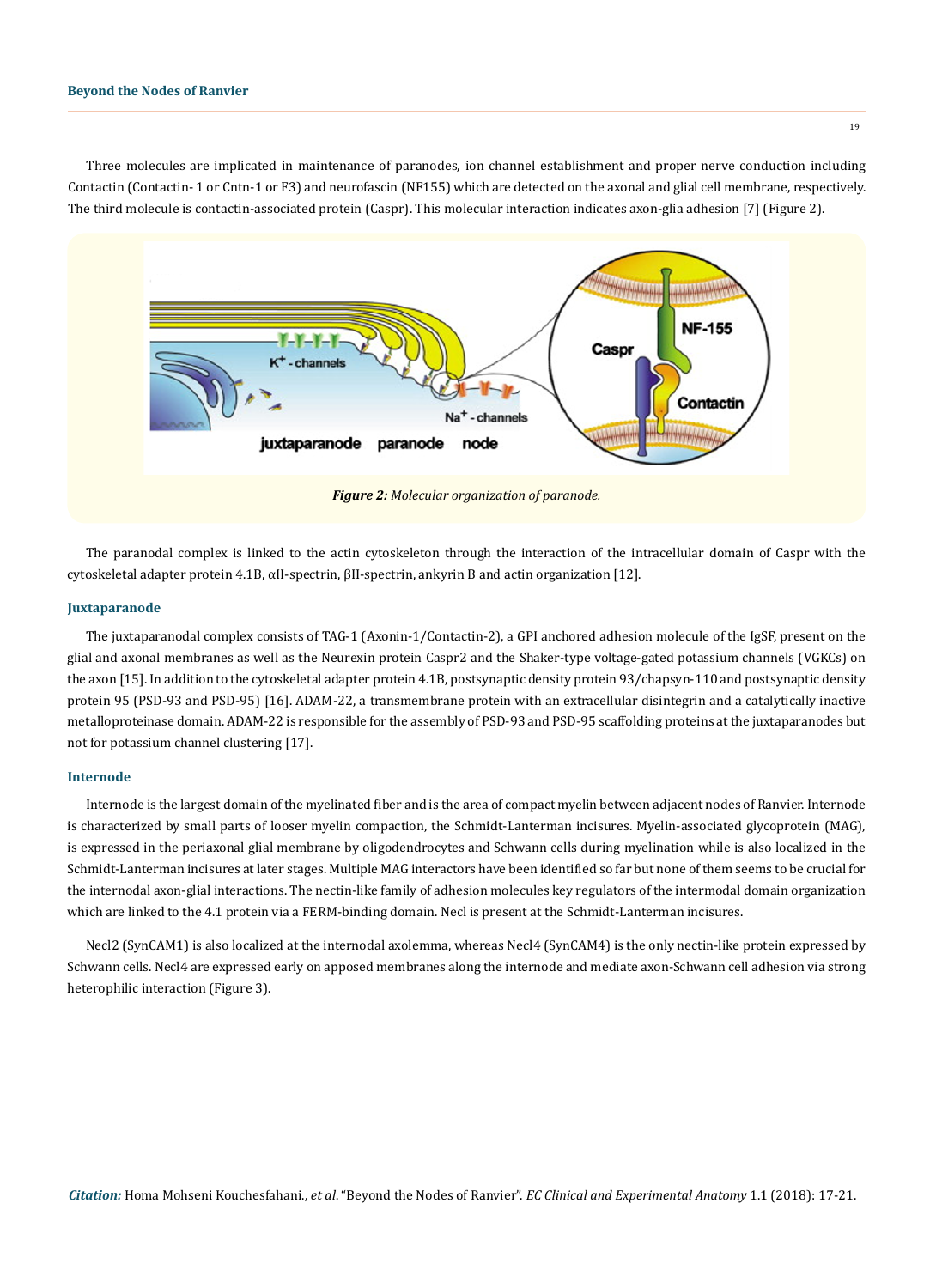Three molecules are implicated in maintenance of paranodes, ion channel establishment and proper nerve conduction including Contactin (Contactin- 1 or Cntn-1 or F3) and neurofascin (NF155) which are detected on the axonal and glial cell membrane, respectively. The third molecule is contactin-associated protein (Caspr). This molecular interaction indicates axon-glia adhesion [7] (Figure 2).

***Figure 2:** Molecular organization of paranode.*

The paranodal complex is linked to the actin cytoskeleton through the interaction of the intracellular domain of Caspr with the cytoskeletal adapter protein 4.1B, αII-spectrin, βII-spectrin, ankyrin B and actin organization [12].

## Juxtaparanode

The juxtaparanodal complex consists of TAG-1 (Axonin-1/Contactin-2), a GPI anchored adhesion molecule of the IgSF, present on the glial and axonal membranes as well as the Neurexin protein Caspr2 and the Shaker-type voltage-gated potassium channels (VGKCs) on the axon [15]. In addition to the cytoskeletal adapter protein 4.1B, postsynaptic density protein 93/chapsyn-110 and postsynaptic density protein 95 (PSD-93 and PSD-95) [16]. ADAM-22, a transmembrane protein with an extracellular disintegrin and a catalytically inactive metalloproteinase domain. ADAM-22 is responsible for the assembly of PSD-93 and PSD-95 scaffolding proteins at the juxtaparanodes but not for potassium channel clustering [17].

## Internode

Internode is the largest domain of the myelinated fiber and is the area of compact myelin between adjacent nodes of Ranvier. Internode is characterized by small parts of looser myelin compaction, the Schmidt-Lanterman incisures. Myelin-associated glycoprotein (MAG), is expressed in the periaxonal glial membrane by oligodendrocytes and Schwann cells during myelination while is also localized in the Schmidt-Lanterman incisures at later stages. Multiple MAG interactors have been identified so far but none of them seems to be crucial for the internodal axon-glial interactions. The nectin-like family of adhesion molecules key regulators of the intermodal domain organization which are linked to the 4.1 protein via a FERM-binding domain. Necl is present at the Schmidt-Lanterman incisures.

Necl2 (SynCAM1) is also localized at the internodal axolemma, whereas Necl4 (SynCAM4) is the only nectin-like protein expressed by Schwann cells. Necl4 are expressed early on apposed membranes along the internode and mediate axon-Schwann cell adhesion via strong heterophilic interaction (Figure 3).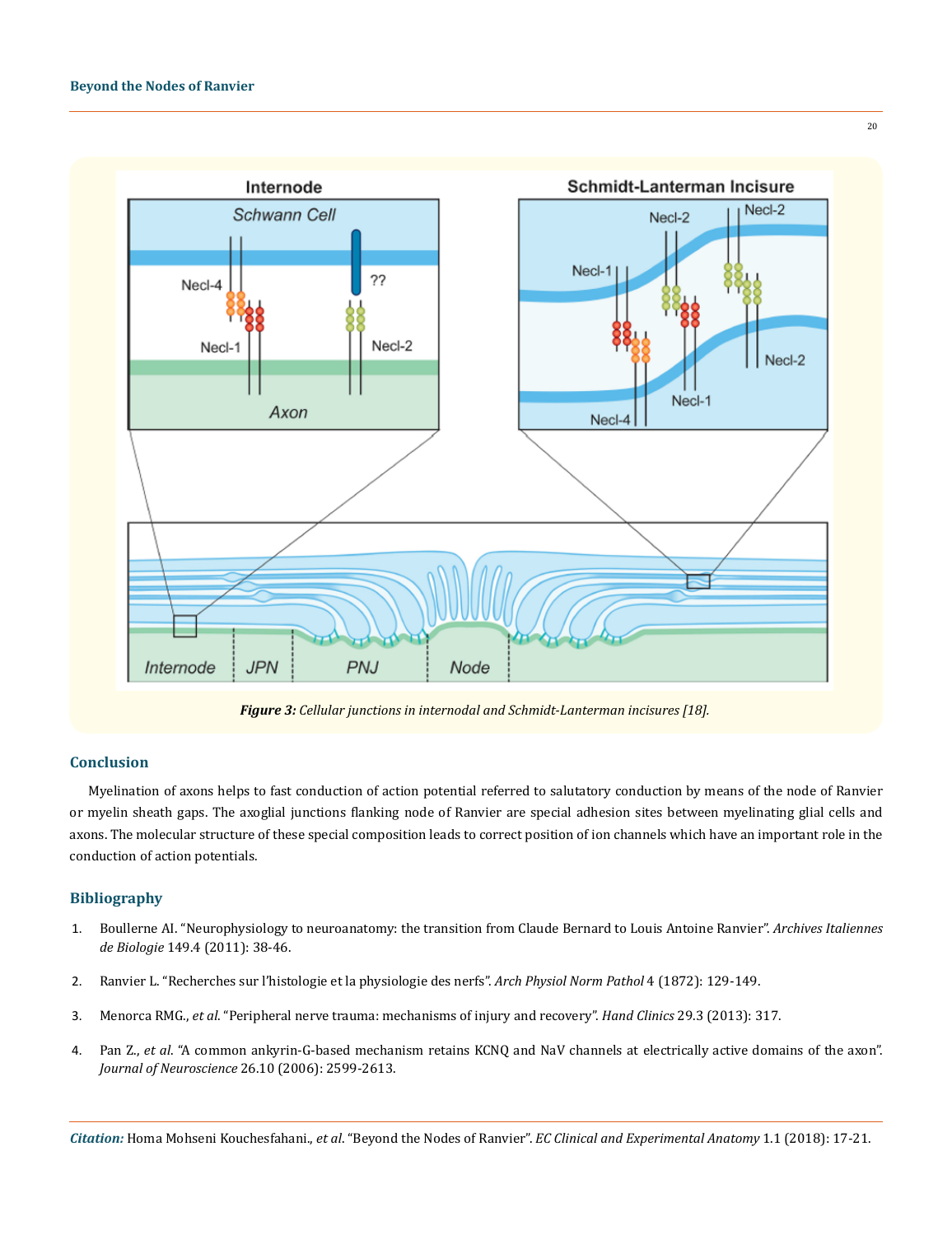*Figure 3: Cellular junctions in internodal and Schmidt-Lanterman incisures [18].*

## Conclusion

Myelination of axons helps to fast conduction of action potential referred to salutatory conduction by means of the node of Ranvier or myelin sheath gaps. The axoglial junctions flanking node of Ranvier are special adhesion sites between myelinating glial cells and axons. The molecular structure of these special composition leads to correct position of ion channels which have an important role in the conduction of action potentials.

## Bibliography

1. Boullerne AI. "Neurophysiology to neuroanatomy: the transition from Claude Bernard to Louis Antoine Ranvier". *Archives Italiennes de Biologie* 149.4 (2011): 38-46.
2. Ranvier L. "Recherches sur l'histologie et la physiologie des nerfs". *Arch Physiol Norm Pathol* 4 (1872): 129-149.
3. Menorca RMG., *et al.* "Peripheral nerve trauma: mechanisms of injury and recovery". *Hand Clinics* 29.3 (2013): 317.
4. Pan Z., *et al.* "A common ankyrin-G-based mechanism retains KCNQ and NaV channels at electrically active domains of the axon". *Journal of Neuroscience* 26.10 (2006): 2599-2613.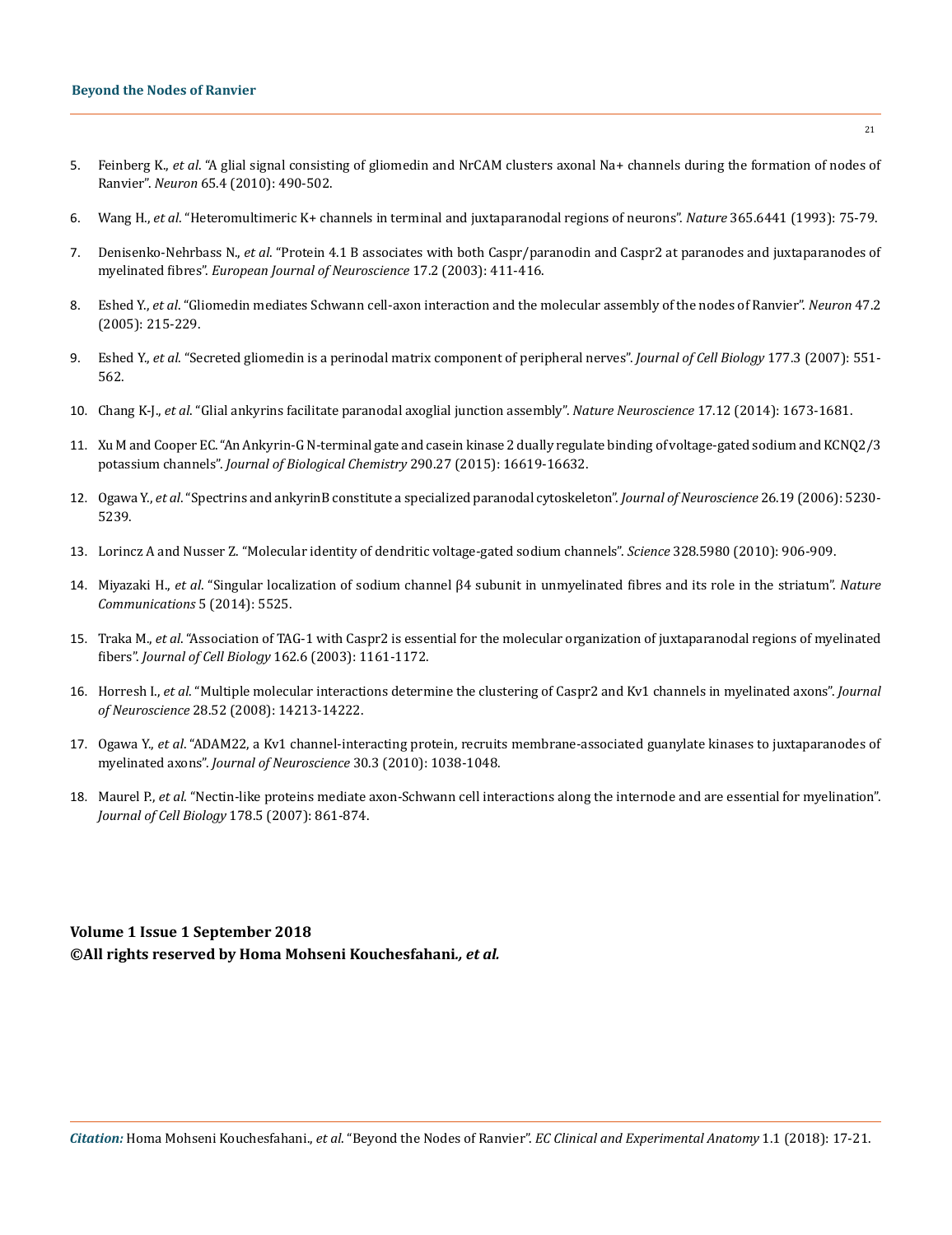5. Feinberg K., *et al*. "A glial signal consisting of gliomedin and NrCAM clusters axonal Na+ channels during the formation of nodes of Ranvier". *Neuron* 65.4 (2010): 490-502.

6. Wang H., *et al*. "Heteromultimeric K+ channels in terminal and juxtaparanodal regions of neurons". *Nature* 365.6441 (1993): 75-79.

7. Denisenko-Nehrbass N., *et al*. "Protein 4.1 B associates with both Caspr/paranodin and Caspr2 at paranodes and juxtaparanodes of myelinated fibres". *European Journal of Neuroscience* 17.2 (2003): 411-416.

8. Eshed Y., *et al*. "Gliomedin mediates Schwann cell-axon interaction and the molecular assembly of the nodes of Ranvier". *Neuron* 47.2 (2005): 215-229.

9. Eshed Y., *et al*. "Secreted gliomedin is a perinodal matrix component of peripheral nerves". *Journal of Cell Biology* 177.3 (2007): 551-562.

10. Chang K-J., *et al*. "Glial ankyrins facilitate paranodal axoglial junction assembly". *Nature Neuroscience* 17.12 (2014): 1673-1681.

11. Xu M and Cooper EC. "An Ankyrin-G N-terminal gate and casein kinase 2 dually regulate binding of voltage-gated sodium and KCNQ2/3 potassium channels". *Journal of Biological Chemistry* 290.27 (2015): 16619-16632.

12. Ogawa Y., *et al*. "Spectrins and ankyrinB constitute a specialized paranodal cytoskeleton". *Journal of Neuroscience* 26.19 (2006): 5230-5239.

13. Lorincz A and Nusser Z. "Molecular identity of dendritic voltage-gated sodium channels". *Science* 328.5980 (2010): 906-909.

14. Miyazaki H., *et al*. "Singular localization of sodium channel β4 subunit in unmyelinated fibres and its role in the striatum". *Nature Communications* 5 (2014): 5525.

15. Traka M., *et al*. "Association of TAG-1 with Caspr2 is essential for the molecular organization of juxtaparanodal regions of myelinated fibers". *Journal of Cell Biology* 162.6 (2003): 1161-1172.

16. Horresh I., *et al*. "Multiple molecular interactions determine the clustering of Caspr2 and Kv1 channels in myelinated axons". *Journal of Neuroscience* 28.52 (2008): 14213-14222.

17. Ogawa Y., *et al*. "ADAM22, a Kv1 channel-interacting protein, recruits membrane-associated guanylate kinases to juxtaparanodes of myelinated axons". *Journal of Neuroscience* 30.3 (2010): 1038-1048.

18. Maurel P., *et al*. "Nectin-like proteins mediate axon-Schwann cell interactions along the internode and are essential for myelination". *Journal of Cell Biology* 178.5 (2007): 861-874.

**Volume 1 Issue 1 September 2018**
**©All rights reserved by Homa Mohseni Kouchesfahani*., et al.***